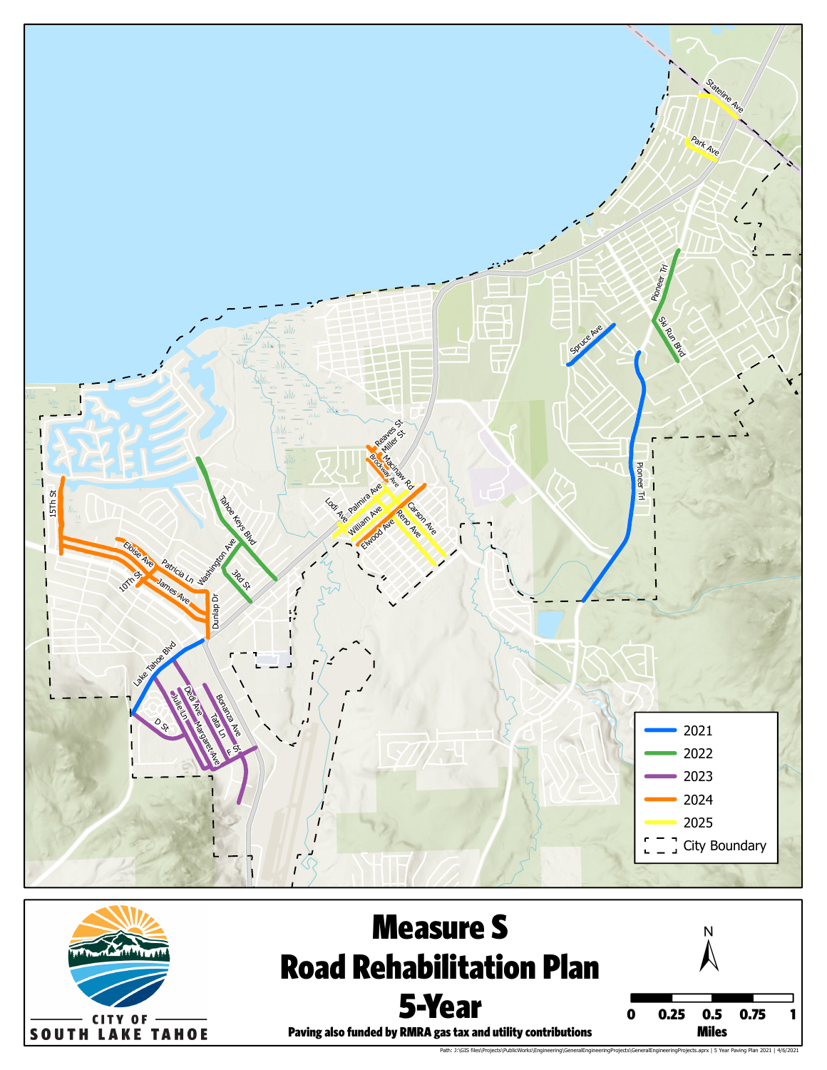# Measure S Road Rehabilitation Plan 5-Year

**Paving also funded by RMRA gas tax and utility contributions**

CITY OF SOUTH LAKE TAHOE

| Legend | |
|---|---|
| 2021 | |
| 2022 | |
| 2023 | |
| 2024 | |
| 2025 | |
| City Boundary | |

N

0 0.25 0.5 0.75 1 Miles

Stateline Ave, Park Ave, Pioneer Trl, Ski Run Blvd, Spruce Ave, Pioneer Trl, Reaves St, Miller St, Brockway Ave, Macinaw Rd, Palmira Ave, Lodi Ave, William Ave, Carson Ave, Reno Ave, Elwood Ave, Tahoe Keys Blvd, Washington Ave, 3Rd St, 15Th St, Eloise Ave, Patricia Ln, 10Th St, James Ave, Dunlap Dr, Lake Tahoe Blvd, Dedi Ave, Julie Ln, D St, Tata Ln, Bonanza Ave, Margaret Ave, E St

Path: J:\GIS files\Projects\PublicWorks\Engineering\GeneralEngineeringProjects\GeneralEngineeringProjects.aprx | 5 Year Paving Plan 2021 | 4/6/2021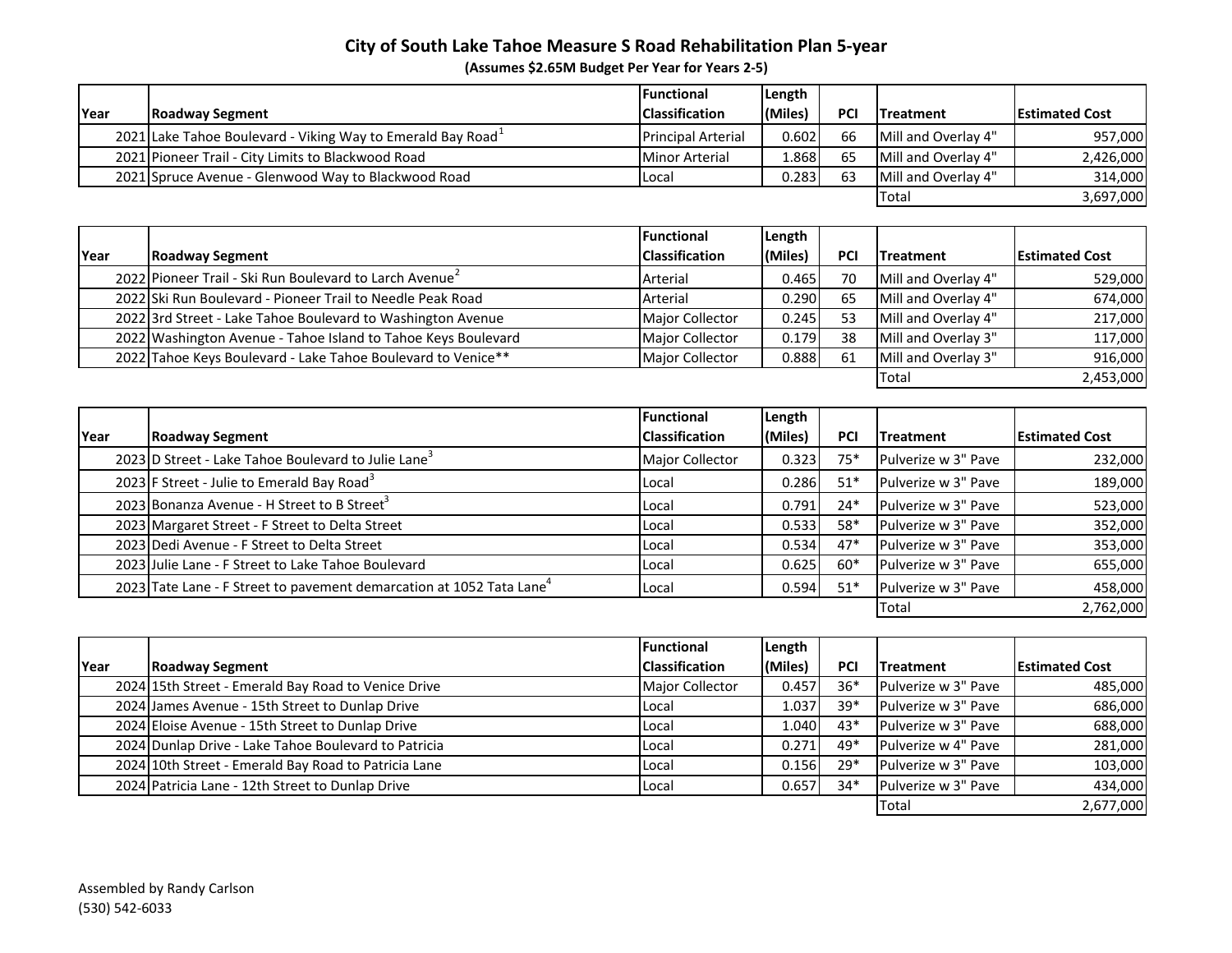# City of South Lake Tahoe Measure S Road Rehabilitation Plan 5-year

**(Assumes $2.65M Budget Per Year for Years 2-5)**

| Year | Roadway Segment | Functional Classification | Length (Miles) | PCI | Treatment | Estimated Cost |
|---|---|---|---|---|---|---|
| 2021 | Lake Tahoe Boulevard - Viking Way to Emerald Bay Road[1] | Principal Arterial | 0.602 | 66 | Mill and Overlay 4" | 957,000 |
| 2021 | Pioneer Trail - City Limits to Blackwood Road | Minor Arterial | 1.868 | 65 | Mill and Overlay 4" | 2,426,000 |
| 2021 | Spruce Avenue - Glenwood Way to Blackwood Road | Local | 0.283 | 63 | Mill and Overlay 4" | 314,000 |
| | | | | | Total | 3,697,000 |

| Year | Roadway Segment | Functional Classification | Length (Miles) | PCI | Treatment | Estimated Cost |
|---|---|---|---|---|---|---|
| 2022 | Pioneer Trail - Ski Run Boulevard to Larch Avenue[2] | Arterial | 0.465 | 70 | Mill and Overlay 4" | 529,000 |
| 2022 | Ski Run Boulevard - Pioneer Trail to Needle Peak Road | Arterial | 0.290 | 65 | Mill and Overlay 4" | 674,000 |
| 2022 | 3rd Street - Lake Tahoe Boulevard to Washington Avenue | Major Collector | 0.245 | 53 | Mill and Overlay 4" | 217,000 |
| 2022 | Washington Avenue - Tahoe Island to Tahoe Keys Boulevard | Major Collector | 0.179 | 38 | Mill and Overlay 3" | 117,000 |
| 2022 | Tahoe Keys Boulevard - Lake Tahoe Boulevard to Venice** | Major Collector | 0.888 | 61 | Mill and Overlay 3" | 916,000 |
| | | | | | Total | 2,453,000 |

| Year | Roadway Segment | Functional Classification | Length (Miles) | PCI | Treatment | Estimated Cost |
|---|---|---|---|---|---|---|
| 2023 | D Street - Lake Tahoe Boulevard to Julie Lane[3] | Major Collector | 0.323 | 75* | Pulverize w 3" Pave | 232,000 |
| 2023 | F Street - Julie to Emerald Bay Road[3] | Local | 0.286 | 51* | Pulverize w 3" Pave | 189,000 |
| 2023 | Bonanza Avenue - H Street to B Street[3] | Local | 0.791 | 24* | Pulverize w 3" Pave | 523,000 |
| 2023 | Margaret Street - F Street to Delta Street | Local | 0.533 | 58* | Pulverize w 3" Pave | 352,000 |
| 2023 | Dedi Avenue - F Street to Delta Street | Local | 0.534 | 47* | Pulverize w 3" Pave | 353,000 |
| 2023 | Julie Lane - F Street to Lake Tahoe Boulevard | Local | 0.625 | 60* | Pulverize w 3" Pave | 655,000 |
| 2023 | Tate Lane - F Street to pavement demarcation at 1052 Tata Lane[4] | Local | 0.594 | 51* | Pulverize w 3" Pave | 458,000 |
| | | | | | Total | 2,762,000 |

| Year | Roadway Segment | Functional Classification | Length (Miles) | PCI | Treatment | Estimated Cost |
|---|---|---|---|---|---|---|
| 2024 | 15th Street - Emerald Bay Road to Venice Drive | Major Collector | 0.457 | 36* | Pulverize w 3" Pave | 485,000 |
| 2024 | James Avenue - 15th Street to Dunlap Drive | Local | 1.037 | 39* | Pulverize w 3" Pave | 686,000 |
| 2024 | Eloise Avenue - 15th Street to Dunlap Drive | Local | 1.040 | 43* | Pulverize w 3" Pave | 688,000 |
| 2024 | Dunlap Drive - Lake Tahoe Boulevard to Patricia | Local | 0.271 | 49* | Pulverize w 4" Pave | 281,000 |
| 2024 | 10th Street - Emerald Bay Road to Patricia Lane | Local | 0.156 | 29* | Pulverize w 3" Pave | 103,000 |
| 2024 | Patricia Lane - 12th Street to Dunlap Drive | Local | 0.657 | 34* | Pulverize w 3" Pave | 434,000 |
| | | | | | Total | 2,677,000 |

Assembled by Randy Carlson
(530) 542-6033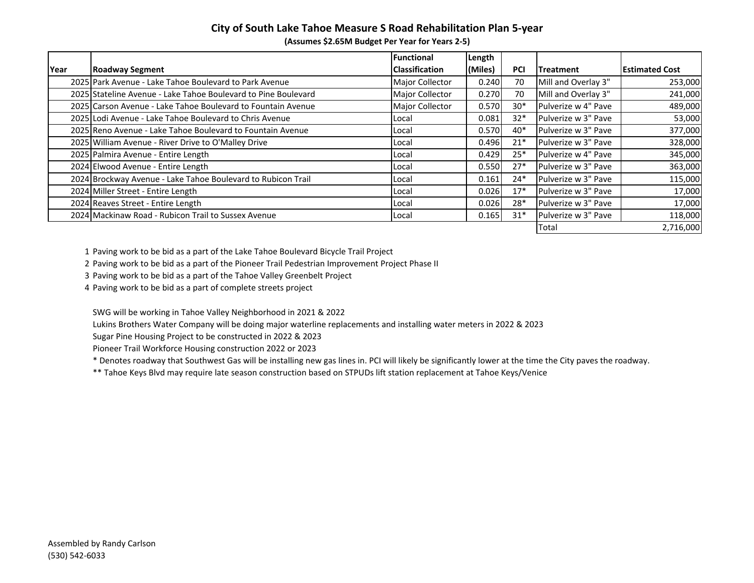## City of South Lake Tahoe Measure S Road Rehabilitation Plan 5-year

**(Assumes $2.65M Budget Per Year for Years 2-5)**

| Year | Roadway Segment | Functional Classification | Length (Miles) | PCI | Treatment | Estimated Cost |
|---|---|---|---|---|---|---|
| 2025 | Park Avenue - Lake Tahoe Boulevard to Park Avenue | Major Collector | 0.240 | 70 | Mill and Overlay 3" | 253,000 |
| 2025 | Stateline Avenue - Lake Tahoe Boulevard to Pine Boulevard | Major Collector | 0.270 | 70 | Mill and Overlay 3" | 241,000 |
| 2025 | Carson Avenue - Lake Tahoe Boulevard to Fountain Avenue | Major Collector | 0.570 | 30* | Pulverize w 4" Pave | 489,000 |
| 2025 | Lodi Avenue - Lake Tahoe Boulevard to Chris Avenue | Local | 0.081 | 32* | Pulverize w 3" Pave | 53,000 |
| 2025 | Reno Avenue - Lake Tahoe Boulevard to Fountain Avenue | Local | 0.570 | 40* | Pulverize w 3" Pave | 377,000 |
| 2025 | William Avenue - River Drive to O'Malley Drive | Local | 0.496 | 21* | Pulverize w 3" Pave | 328,000 |
| 2025 | Palmira Avenue - Entire Length | Local | 0.429 | 25* | Pulverize w 4" Pave | 345,000 |
| 2024 | Elwood Avenue - Entire Length | Local | 0.550 | 27* | Pulverize w 3" Pave | 363,000 |
| 2024 | Brockway Avenue - Lake Tahoe Boulevard to Rubicon Trail | Local | 0.161 | 24* | Pulverize w 3" Pave | 115,000 |
| 2024 | Miller Street - Entire Length | Local | 0.026 | 17* | Pulverize w 3" Pave | 17,000 |
| 2024 | Reaves Street - Entire Length | Local | 0.026 | 28* | Pulverize w 3" Pave | 17,000 |
| 2024 | Mackinaw Road - Rubicon Trail to Sussex Avenue | Local | 0.165 | 31* | Pulverize w 3" Pave | 118,000 |
| | | | | | Total | 2,716,000 |

1 Paving work to be bid as a part of the Lake Tahoe Boulevard Bicycle Trail Project
2 Paving work to be bid as a part of the Pioneer Trail Pedestrian Improvement Project Phase II
3 Paving work to be bid as a part of the Tahoe Valley Greenbelt Project
4 Paving work to be bid as a part of complete streets project

SWG will be working in Tahoe Valley Neighborhood in 2021 & 2022
Lukins Brothers Water Company will be doing major waterline replacements and installing water meters in 2022 & 2023
Sugar Pine Housing Project to be constructed in 2022 & 2023
Pioneer Trail Workforce Housing construction 2022 or 2023
* Denotes roadway that Southwest Gas will be installing new gas lines in. PCI will likely be significantly lower at the time the City paves the roadway.
** Tahoe Keys Blvd may require late season construction based on STPUDs lift station replacement at Tahoe Keys/Venice

Assembled by Randy Carlson
(530) 542-6033